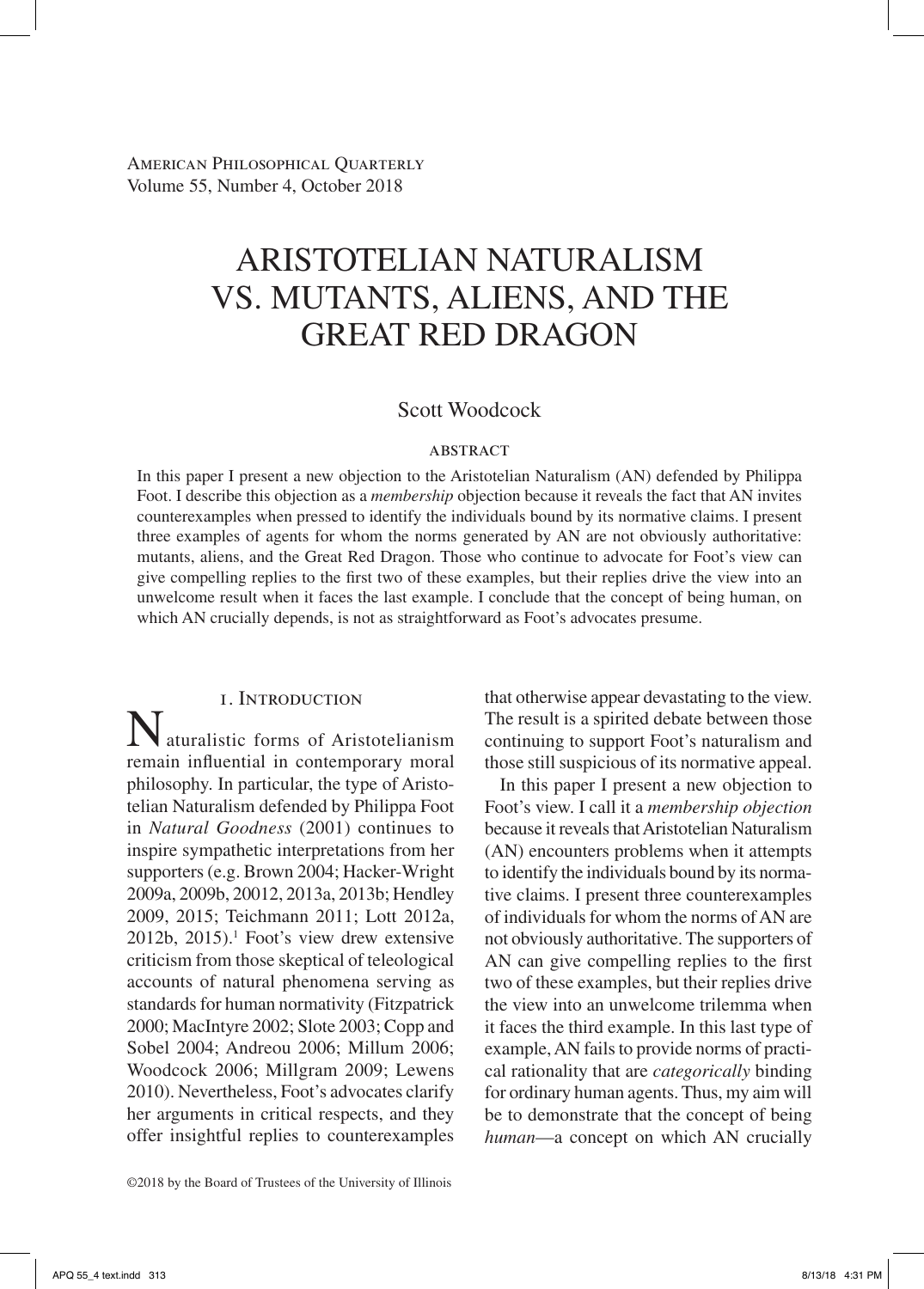American Philosophical Quarterly
Volume 55, Number 4, October 2018

# ARISTOTELIAN NATURALISM VS. MUTANTS, ALIENS, AND THE GREAT RED DRAGON

Scott Woodcock

### ABSTRACT

In this paper I present a new objection to the Aristotelian Naturalism (AN) defended by Philippa Foot. I describe this objection as a *membership* objection because it reveals the fact that AN invites counterexamples when pressed to identify the individuals bound by its normative claims. I present three examples of agents for whom the norms generated by AN are not obviously authoritative: mutants, aliens, and the Great Red Dragon. Those who continue to advocate for Foot's view can give compelling replies to the first two of these examples, but their replies drive the view into an unwelcome result when it faces the last example. I conclude that the concept of being human, on which AN crucially depends, is not as straightforward as Foot's advocates presume.

## 1. Introduction

Naturalistic forms of Aristotelianism remain influential in contemporary moral philosophy. In particular, the type of Aristotelian Naturalism defended by Philippa Foot in *Natural Goodness* (2001) continues to inspire sympathetic interpretations from her supporters (e.g. Brown 2004; Hacker-Wright 2009a, 2009b, 20012, 2013a, 2013b; Hendley 2009, 2015; Teichmann 2011; Lott 2012a, 2012b, 2015).[1] Foot's view drew extensive criticism from those skeptical of teleological accounts of natural phenomena serving as standards for human normativity (Fitzpatrick 2000; MacIntyre 2002; Slote 2003; Copp and Sobel 2004; Andreou 2006; Millum 2006; Woodcock 2006; Millgram 2009; Lewens 2010). Nevertheless, Foot's advocates clarify her arguments in critical respects, and they offer insightful replies to counterexamples that otherwise appear devastating to the view. The result is a spirited debate between those continuing to support Foot's naturalism and those still suspicious of its normative appeal.

In this paper I present a new objection to Foot's view. I call it a *membership objection* because it reveals that Aristotelian Naturalism (AN) encounters problems when it attempts to identify the individuals bound by its normative claims. I present three counterexamples of individuals for whom the norms of AN are not obviously authoritative. The supporters of AN can give compelling replies to the first two of these examples, but their replies drive the view into an unwelcome trilemma when it faces the third example. In this last type of example, AN fails to provide norms of practical rationality that are *categorically* binding for ordinary human agents. Thus, my aim will be to demonstrate that the concept of being *human*—a concept on which AN crucially

©2018 by the Board of Trustees of the University of Illinois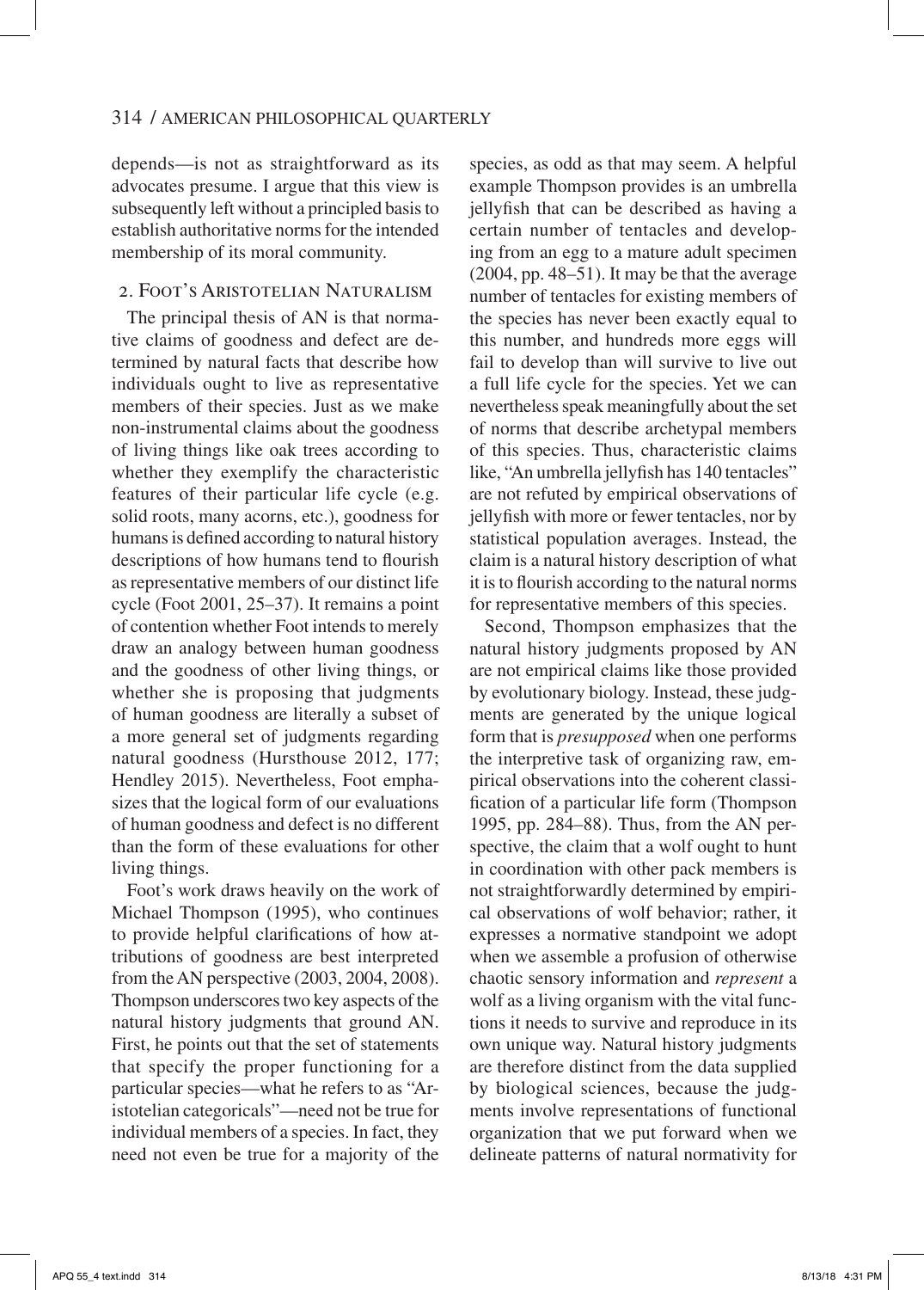depends—is not as straightforward as its advocates presume. I argue that this view is subsequently left without a principled basis to establish authoritative norms for the intended membership of its moral community.

## 2. Foot's Aristotelian Naturalism

The principal thesis of AN is that normative claims of goodness and defect are determined by natural facts that describe how individuals ought to live as representative members of their species. Just as we make non-instrumental claims about the goodness of living things like oak trees according to whether they exemplify the characteristic features of their particular life cycle (e.g. solid roots, many acorns, etc.), goodness for humans is defined according to natural history descriptions of how humans tend to flourish as representative members of our distinct life cycle (Foot 2001, 25–37). It remains a point of contention whether Foot intends to merely draw an analogy between human goodness and the goodness of other living things, or whether she is proposing that judgments of human goodness are literally a subset of a more general set of judgments regarding natural goodness (Hursthouse 2012, 177; Hendley 2015). Nevertheless, Foot emphasizes that the logical form of our evaluations of human goodness and defect is no different than the form of these evaluations for other living things.

Foot's work draws heavily on the work of Michael Thompson (1995), who continues to provide helpful clarifications of how attributions of goodness are best interpreted from the AN perspective (2003, 2004, 2008). Thompson underscores two key aspects of the natural history judgments that ground AN. First, he points out that the set of statements that specify the proper functioning for a particular species—what he refers to as "Aristotelian categoricals"—need not be true for individual members of a species. In fact, they need not even be true for a majority of the species, as odd as that may seem. A helpful example Thompson provides is an umbrella jellyfish that can be described as having a certain number of tentacles and developing from an egg to a mature adult specimen (2004, pp. 48–51). It may be that the average number of tentacles for existing members of the species has never been exactly equal to this number, and hundreds more eggs will fail to develop than will survive to live out a full life cycle for the species. Yet we can nevertheless speak meaningfully about the set of norms that describe archetypal members of this species. Thus, characteristic claims like, "An umbrella jellyfish has 140 tentacles" are not refuted by empirical observations of jellyfish with more or fewer tentacles, nor by statistical population averages. Instead, the claim is a natural history description of what it is to flourish according to the natural norms for representative members of this species.

Second, Thompson emphasizes that the natural history judgments proposed by AN are not empirical claims like those provided by evolutionary biology. Instead, these judgments are generated by the unique logical form that is *presupposed* when one performs the interpretive task of organizing raw, empirical observations into the coherent classification of a particular life form (Thompson 1995, pp. 284–88). Thus, from the AN perspective, the claim that a wolf ought to hunt in coordination with other pack members is not straightforwardly determined by empirical observations of wolf behavior; rather, it expresses a normative standpoint we adopt when we assemble a profusion of otherwise chaotic sensory information and *represent* a wolf as a living organism with the vital functions it needs to survive and reproduce in its own unique way. Natural history judgments are therefore distinct from the data supplied by biological sciences, because the judgments involve representations of functional organization that we put forward when we delineate patterns of natural normativity for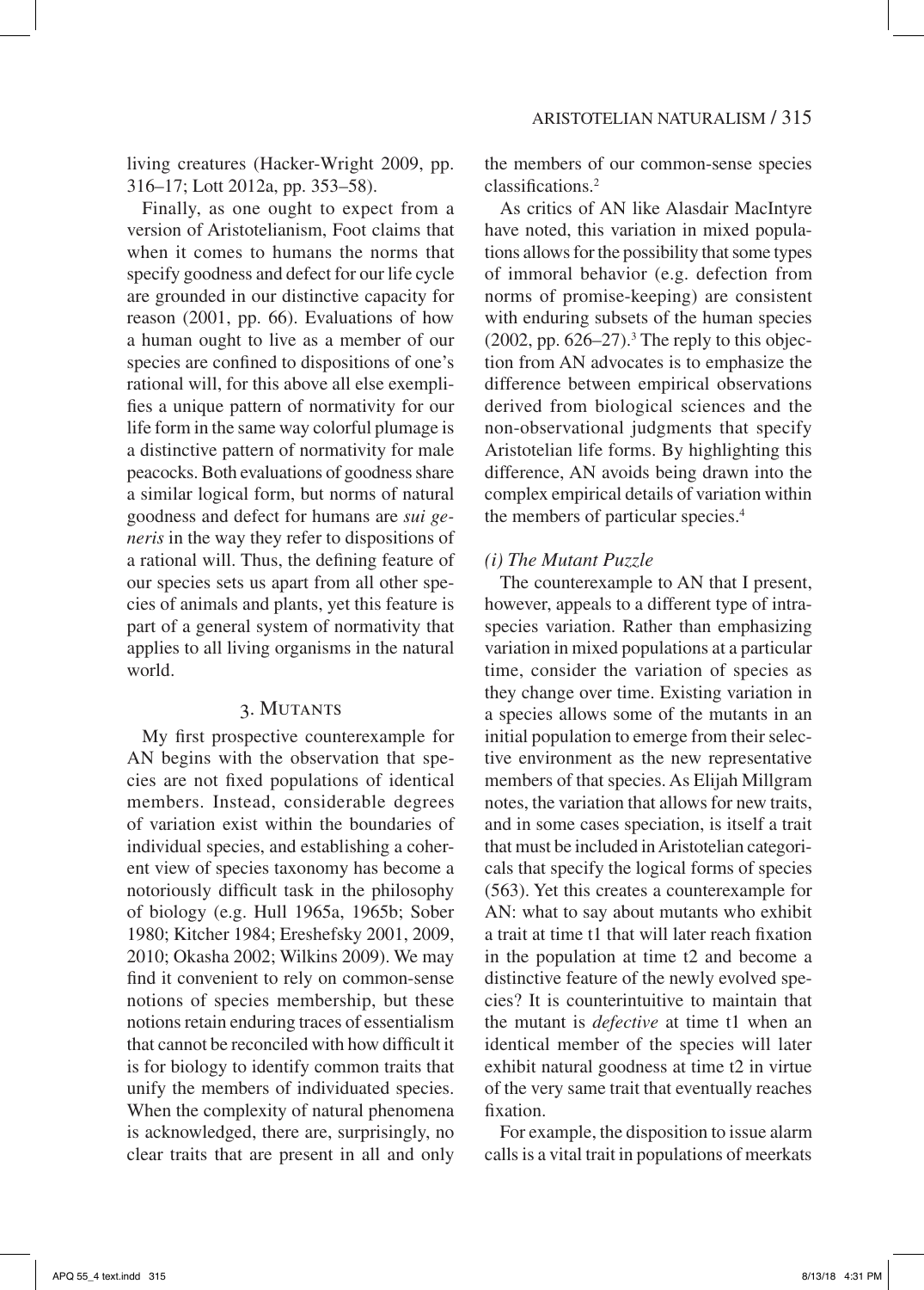living creatures (Hacker-Wright 2009, pp. 316–17; Lott 2012a, pp. 353–58).

Finally, as one ought to expect from a version of Aristotelianism, Foot claims that when it comes to humans the norms that specify goodness and defect for our life cycle are grounded in our distinctive capacity for reason (2001, pp. 66). Evaluations of how a human ought to live as a member of our species are confined to dispositions of one's rational will, for this above all else exemplifies a unique pattern of normativity for our life form in the same way colorful plumage is a distinctive pattern of normativity for male peacocks. Both evaluations of goodness share a similar logical form, but norms of natural goodness and defect for humans are *sui generis* in the way they refer to dispositions of a rational will. Thus, the defining feature of our species sets us apart from all other species of animals and plants, yet this feature is part of a general system of normativity that applies to all living organisms in the natural world.

## 3. Mutants

My first prospective counterexample for AN begins with the observation that species are not fixed populations of identical members. Instead, considerable degrees of variation exist within the boundaries of individual species, and establishing a coherent view of species taxonomy has become a notoriously difficult task in the philosophy of biology (e.g. Hull 1965a, 1965b; Sober 1980; Kitcher 1984; Ereshefsky 2001, 2009, 2010; Okasha 2002; Wilkins 2009). We may find it convenient to rely on common-sense notions of species membership, but these notions retain enduring traces of essentialism that cannot be reconciled with how difficult it is for biology to identify common traits that unify the members of individuated species. When the complexity of natural phenomena is acknowledged, there are, surprisingly, no clear traits that are present in all and only the members of our common-sense species classifications.[2]

As critics of AN like Alasdair MacIntyre have noted, this variation in mixed populations allows for the possibility that some types of immoral behavior (e.g. defection from norms of promise-keeping) are consistent with enduring subsets of the human species (2002, pp. 626–27).[3] The reply to this objection from AN advocates is to emphasize the difference between empirical observations derived from biological sciences and the non-observational judgments that specify Aristotelian life forms. By highlighting this difference, AN avoids being drawn into the complex empirical details of variation within the members of particular species.[4]

### *(i) The Mutant Puzzle*

The counterexample to AN that I present, however, appeals to a different type of intraspecies variation. Rather than emphasizing variation in mixed populations at a particular time, consider the variation of species as they change over time. Existing variation in a species allows some of the mutants in an initial population to emerge from their selective environment as the new representative members of that species. As Elijah Millgram notes, the variation that allows for new traits, and in some cases speciation, is itself a trait that must be included in Aristotelian categoricals that specify the logical forms of species (563). Yet this creates a counterexample for AN: what to say about mutants who exhibit a trait at time t1 that will later reach fixation in the population at time t2 and become a distinctive feature of the newly evolved species? It is counterintuitive to maintain that the mutant is *defective* at time t1 when an identical member of the species will later exhibit natural goodness at time t2 in virtue of the very same trait that eventually reaches fixation.

For example, the disposition to issue alarm calls is a vital trait in populations of meerkats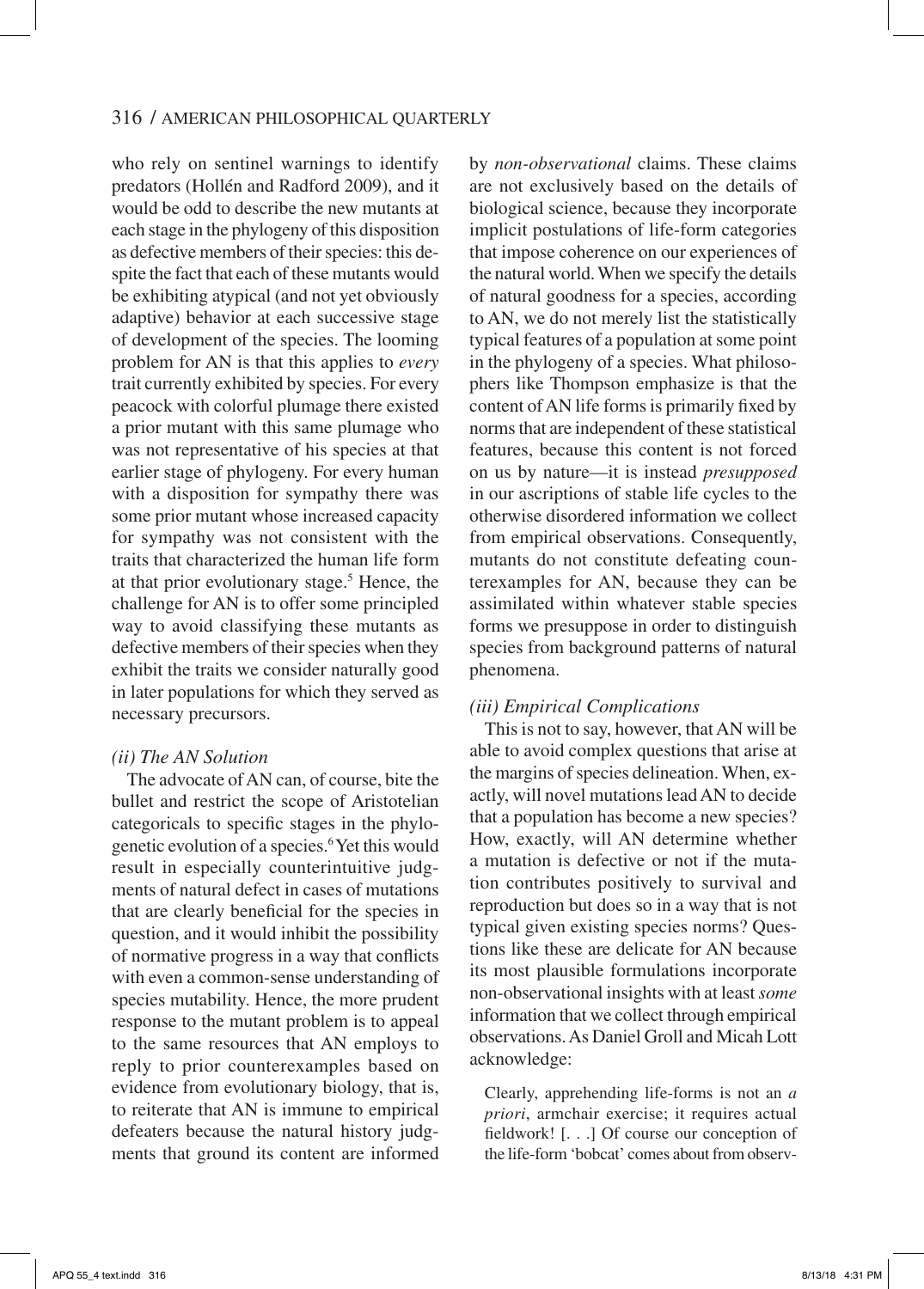who rely on sentinel warnings to identify predators (Hollén and Radford 2009), and it would be odd to describe the new mutants at each stage in the phylogeny of this disposition as defective members of their species: this despite the fact that each of these mutants would be exhibiting atypical (and not yet obviously adaptive) behavior at each successive stage of development of the species. The looming problem for AN is that this applies to *every* trait currently exhibited by species. For every peacock with colorful plumage there existed a prior mutant with this same plumage who was not representative of his species at that earlier stage of phylogeny. For every human with a disposition for sympathy there was some prior mutant whose increased capacity for sympathy was not consistent with the traits that characterized the human life form at that prior evolutionary stage.[5] Hence, the challenge for AN is to offer some principled way to avoid classifying these mutants as defective members of their species when they exhibit the traits we consider naturally good in later populations for which they served as necessary precursors.

### *(ii) The AN Solution*

The advocate of AN can, of course, bite the bullet and restrict the scope of Aristotelian categoricals to specific stages in the phylogenetic evolution of a species.[6] Yet this would result in especially counterintuitive judgments of natural defect in cases of mutations that are clearly beneficial for the species in question, and it would inhibit the possibility of normative progress in a way that conflicts with even a common-sense understanding of species mutability. Hence, the more prudent response to the mutant problem is to appeal to the same resources that AN employs to reply to prior counterexamples based on evidence from evolutionary biology, that is, to reiterate that AN is immune to empirical defeaters because the natural history judgments that ground its content are informed by *non-observational* claims. These claims are not exclusively based on the details of biological science, because they incorporate implicit postulations of life-form categories that impose coherence on our experiences of the natural world. When we specify the details of natural goodness for a species, according to AN, we do not merely list the statistically typical features of a population at some point in the phylogeny of a species. What philosophers like Thompson emphasize is that the content of AN life forms is primarily fixed by norms that are independent of these statistical features, because this content is not forced on us by nature—it is instead *presupposed* in our ascriptions of stable life cycles to the otherwise disordered information we collect from empirical observations. Consequently, mutants do not constitute defeating counterexamples for AN, because they can be assimilated within whatever stable species forms we presuppose in order to distinguish species from background patterns of natural phenomena.

### *(iii) Empirical Complications*

This is not to say, however, that AN will be able to avoid complex questions that arise at the margins of species delineation. When, exactly, will novel mutations lead AN to decide that a population has become a new species? How, exactly, will AN determine whether a mutation is defective or not if the mutation contributes positively to survival and reproduction but does so in a way that is not typical given existing species norms? Questions like these are delicate for AN because its most plausible formulations incorporate non-observational insights with at least *some* information that we collect through empirical observations. As Daniel Groll and Micah Lott acknowledge:

> Clearly, apprehending life-forms is not an *a priori*, armchair exercise; it requires actual fieldwork! [. . .] Of course our conception of the life-form 'bobcat' comes about from observ-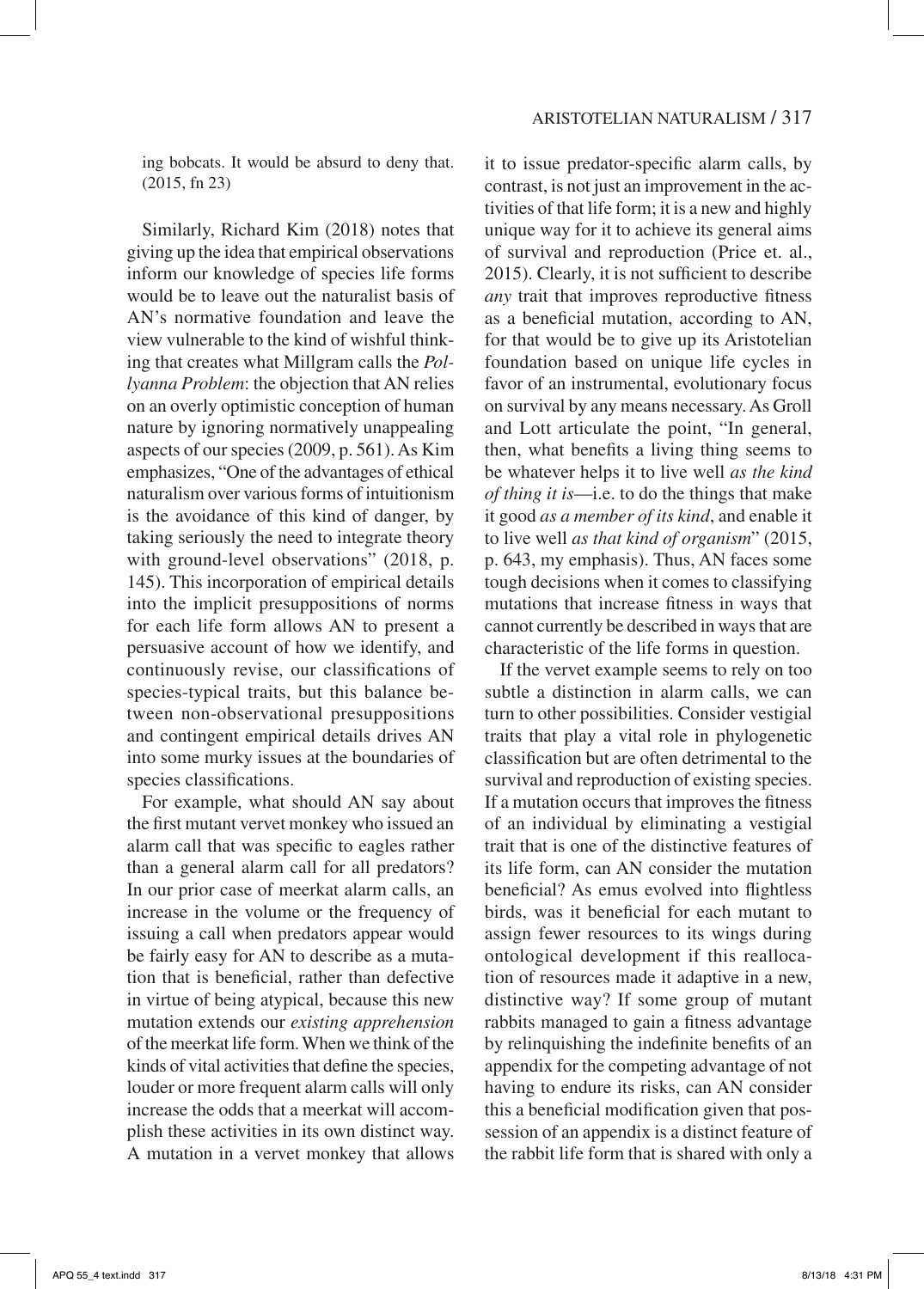ing bobcats. It would be absurd to deny that. (2015, fn 23)

Similarly, Richard Kim (2018) notes that giving up the idea that empirical observations inform our knowledge of species life forms would be to leave out the naturalist basis of AN's normative foundation and leave the view vulnerable to the kind of wishful thinking that creates what Millgram calls the *Pollyanna Problem*: the objection that AN relies on an overly optimistic conception of human nature by ignoring normatively unappealing aspects of our species (2009, p. 561). As Kim emphasizes, "One of the advantages of ethical naturalism over various forms of intuitionism is the avoidance of this kind of danger, by taking seriously the need to integrate theory with ground-level observations" (2018, p. 145). This incorporation of empirical details into the implicit presuppositions of norms for each life form allows AN to present a persuasive account of how we identify, and continuously revise, our classifications of species-typical traits, but this balance between non-observational presuppositions and contingent empirical details drives AN into some murky issues at the boundaries of species classifications.

For example, what should AN say about the first mutant vervet monkey who issued an alarm call that was specific to eagles rather than a general alarm call for all predators? In our prior case of meerkat alarm calls, an increase in the volume or the frequency of issuing a call when predators appear would be fairly easy for AN to describe as a mutation that is beneficial, rather than defective in virtue of being atypical, because this new mutation extends our *existing apprehension* of the meerkat life form. When we think of the kinds of vital activities that define the species, louder or more frequent alarm calls will only increase the odds that a meerkat will accomplish these activities in its own distinct way. A mutation in a vervet monkey that allows it to issue predator-specific alarm calls, by contrast, is not just an improvement in the activities of that life form; it is a new and highly unique way for it to achieve its general aims of survival and reproduction (Price et. al., 2015). Clearly, it is not sufficient to describe *any* trait that improves reproductive fitness as a beneficial mutation, according to AN, for that would be to give up its Aristotelian foundation based on unique life cycles in favor of an instrumental, evolutionary focus on survival by any means necessary. As Groll and Lott articulate the point, "In general, then, what benefits a living thing seems to be whatever helps it to live well *as the kind of thing it is*—i.e. to do the things that make it good *as a member of its kind*, and enable it to live well *as that kind of organism*" (2015, p. 643, my emphasis). Thus, AN faces some tough decisions when it comes to classifying mutations that increase fitness in ways that cannot currently be described in ways that are characteristic of the life forms in question.

If the vervet example seems to rely on too subtle a distinction in alarm calls, we can turn to other possibilities. Consider vestigial traits that play a vital role in phylogenetic classification but are often detrimental to the survival and reproduction of existing species. If a mutation occurs that improves the fitness of an individual by eliminating a vestigial trait that is one of the distinctive features of its life form, can AN consider the mutation beneficial? As emus evolved into flightless birds, was it beneficial for each mutant to assign fewer resources to its wings during ontological development if this reallocation of resources made it adaptive in a new, distinctive way? If some group of mutant rabbits managed to gain a fitness advantage by relinquishing the indefinite benefits of an appendix for the competing advantage of not having to endure its risks, can AN consider this a beneficial modification given that possession of an appendix is a distinct feature of the rabbit life form that is shared with only a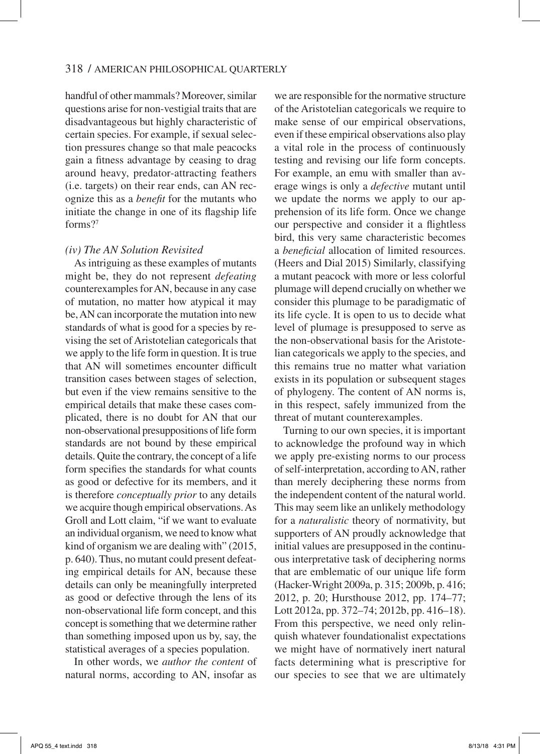handful of other mammals? Moreover, similar questions arise for non-vestigial traits that are disadvantageous but highly characteristic of certain species. For example, if sexual selection pressures change so that male peacocks gain a fitness advantage by ceasing to drag around heavy, predator-attracting feathers (i.e. targets) on their rear ends, can AN recognize this as a *benefit* for the mutants who initiate the change in one of its flagship life forms?[7]

### *(iv) The AN Solution Revisited*

As intriguing as these examples of mutants might be, they do not represent *defeating* counterexamples for AN, because in any case of mutation, no matter how atypical it may be, AN can incorporate the mutation into new standards of what is good for a species by revising the set of Aristotelian categoricals that we apply to the life form in question. It is true that AN will sometimes encounter difficult transition cases between stages of selection, but even if the view remains sensitive to the empirical details that make these cases complicated, there is no doubt for AN that our non-observational presuppositions of life form standards are not bound by these empirical details. Quite the contrary, the concept of a life form specifies the standards for what counts as good or defective for its members, and it is therefore *conceptually prior* to any details we acquire though empirical observations. As Groll and Lott claim, "if we want to evaluate an individual organism, we need to know what kind of organism we are dealing with" (2015, p. 640). Thus, no mutant could present defeating empirical details for AN, because these details can only be meaningfully interpreted as good or defective through the lens of its non-observational life form concept, and this concept is something that we determine rather than something imposed upon us by, say, the statistical averages of a species population.

In other words, we *author the content* of natural norms, according to AN, insofar as we are responsible for the normative structure of the Aristotelian categoricals we require to make sense of our empirical observations, even if these empirical observations also play a vital role in the process of continuously testing and revising our life form concepts. For example, an emu with smaller than average wings is only a *defective* mutant until we update the norms we apply to our apprehension of its life form. Once we change our perspective and consider it a flightless bird, this very same characteristic becomes a *beneficial* allocation of limited resources. (Heers and Dial 2015) Similarly, classifying a mutant peacock with more or less colorful plumage will depend crucially on whether we consider this plumage to be paradigmatic of its life cycle. It is open to us to decide what level of plumage is presupposed to serve as the non-observational basis for the Aristotelian categoricals we apply to the species, and this remains true no matter what variation exists in its population or subsequent stages of phylogeny. The content of AN norms is, in this respect, safely immunized from the threat of mutant counterexamples.

Turning to our own species, it is important to acknowledge the profound way in which we apply pre-existing norms to our process of self-interpretation, according to AN, rather than merely deciphering these norms from the independent content of the natural world. This may seem like an unlikely methodology for a *naturalistic* theory of normativity, but supporters of AN proudly acknowledge that initial values are presupposed in the continuous interpretative task of deciphering norms that are emblematic of our unique life form (Hacker-Wright 2009a, p. 315; 2009b, p. 416; 2012, p. 20; Hursthouse 2012, pp. 174–77; Lott 2012a, pp. 372–74; 2012b, pp. 416–18). From this perspective, we need only relinquish whatever foundationalist expectations we might have of normatively inert natural facts determining what is prescriptive for our species to see that we are ultimately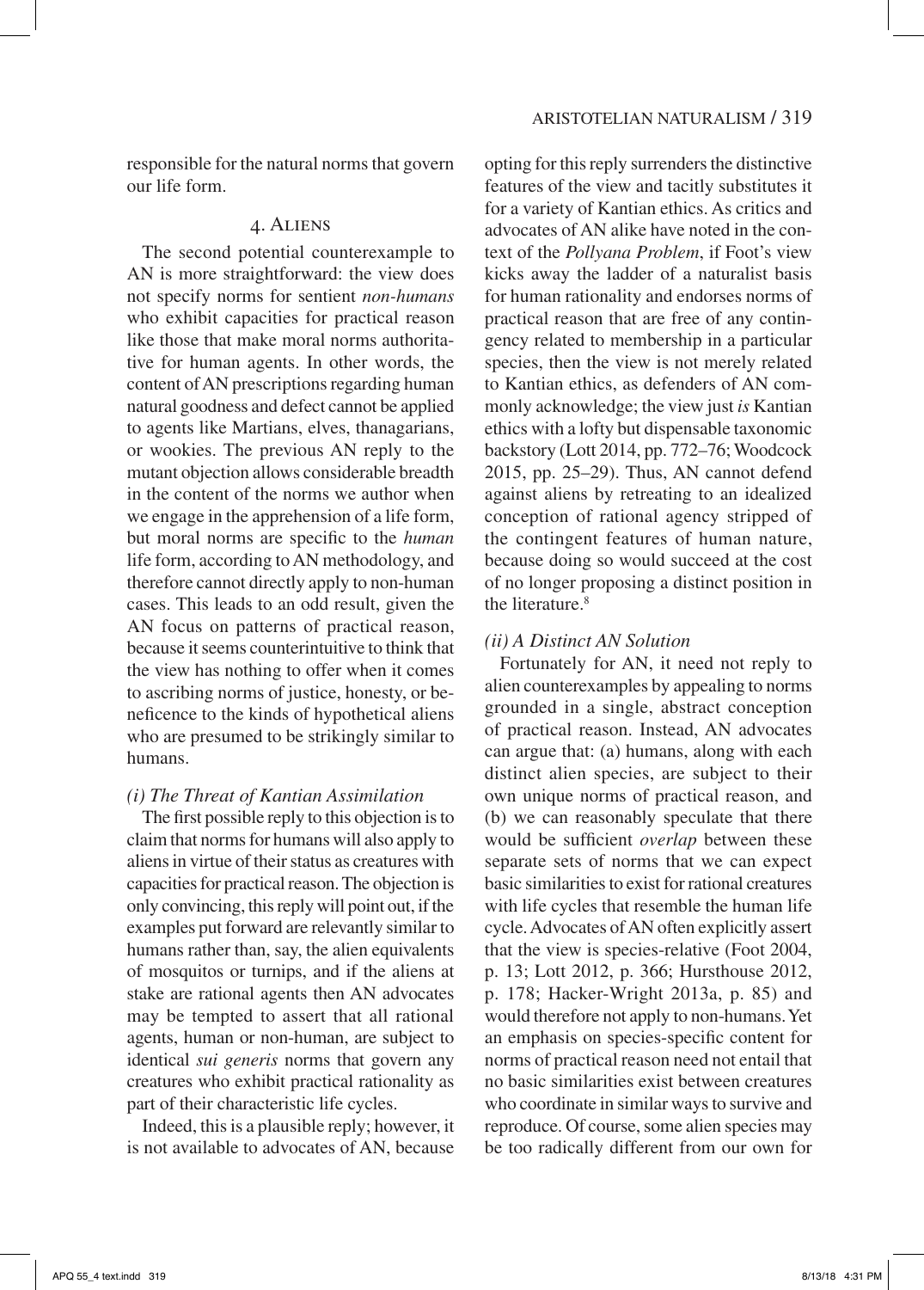responsible for the natural norms that govern our life form.

## 4. Aliens

The second potential counterexample to AN is more straightforward: the view does not specify norms for sentient *non-humans* who exhibit capacities for practical reason like those that make moral norms authoritative for human agents. In other words, the content of AN prescriptions regarding human natural goodness and defect cannot be applied to agents like Martians, elves, thanagarians, or wookies. The previous AN reply to the mutant objection allows considerable breadth in the content of the norms we author when we engage in the apprehension of a life form, but moral norms are specific to the *human* life form, according to AN methodology, and therefore cannot directly apply to non-human cases. This leads to an odd result, given the AN focus on patterns of practical reason, because it seems counterintuitive to think that the view has nothing to offer when it comes to ascribing norms of justice, honesty, or beneficence to the kinds of hypothetical aliens who are presumed to be strikingly similar to humans.

### *(i) The Threat of Kantian Assimilation*

The first possible reply to this objection is to claim that norms for humans will also apply to aliens in virtue of their status as creatures with capacities for practical reason. The objection is only convincing, this reply will point out, if the examples put forward are relevantly similar to humans rather than, say, the alien equivalents of mosquitos or turnips, and if the aliens at stake are rational agents then AN advocates may be tempted to assert that all rational agents, human or non-human, are subject to identical *sui generis* norms that govern any creatures who exhibit practical rationality as part of their characteristic life cycles.

Indeed, this is a plausible reply; however, it is not available to advocates of AN, because opting for this reply surrenders the distinctive features of the view and tacitly substitutes it for a variety of Kantian ethics. As critics and advocates of AN alike have noted in the context of the *Pollyana Problem*, if Foot's view kicks away the ladder of a naturalist basis for human rationality and endorses norms of practical reason that are free of any contingency related to membership in a particular species, then the view is not merely related to Kantian ethics, as defenders of AN commonly acknowledge; the view just *is* Kantian ethics with a lofty but dispensable taxonomic backstory (Lott 2014, pp. 772–76; Woodcock 2015, pp. 25–29). Thus, AN cannot defend against aliens by retreating to an idealized conception of rational agency stripped of the contingent features of human nature, because doing so would succeed at the cost of no longer proposing a distinct position in the literature.[8]

### *(ii) A Distinct AN Solution*

Fortunately for AN, it need not reply to alien counterexamples by appealing to norms grounded in a single, abstract conception of practical reason. Instead, AN advocates can argue that: (a) humans, along with each distinct alien species, are subject to their own unique norms of practical reason, and (b) we can reasonably speculate that there would be sufficient *overlap* between these separate sets of norms that we can expect basic similarities to exist for rational creatures with life cycles that resemble the human life cycle. Advocates of AN often explicitly assert that the view is species-relative (Foot 2004, p. 13; Lott 2012, p. 366; Hursthouse 2012, p. 178; Hacker-Wright 2013a, p. 85) and would therefore not apply to non-humans. Yet an emphasis on species-specific content for norms of practical reason need not entail that no basic similarities exist between creatures who coordinate in similar ways to survive and reproduce. Of course, some alien species may be too radically different from our own for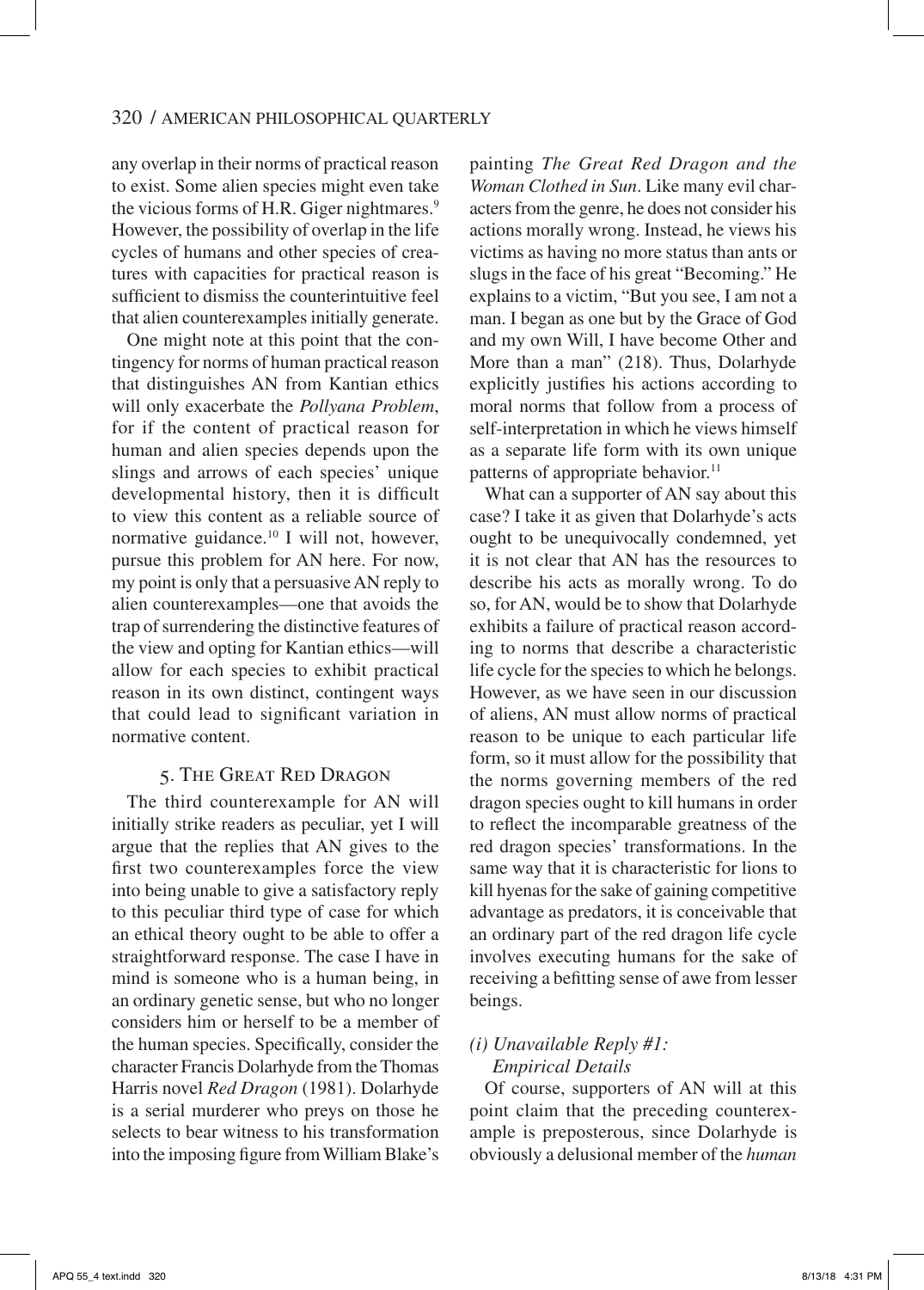any overlap in their norms of practical reason to exist. Some alien species might even take the vicious forms of H.R. Giger nightmares.[9] However, the possibility of overlap in the life cycles of humans and other species of creatures with capacities for practical reason is sufficient to dismiss the counterintuitive feel that alien counterexamples initially generate.

One might note at this point that the contingency for norms of human practical reason that distinguishes AN from Kantian ethics will only exacerbate the *Pollyana Problem*, for if the content of practical reason for human and alien species depends upon the slings and arrows of each species' unique developmental history, then it is difficult to view this content as a reliable source of normative guidance.[10] I will not, however, pursue this problem for AN here. For now, my point is only that a persuasive AN reply to alien counterexamples—one that avoids the trap of surrendering the distinctive features of the view and opting for Kantian ethics—will allow for each species to exhibit practical reason in its own distinct, contingent ways that could lead to significant variation in normative content.

## 5. The Great Red Dragon

The third counterexample for AN will initially strike readers as peculiar, yet I will argue that the replies that AN gives to the first two counterexamples force the view into being unable to give a satisfactory reply to this peculiar third type of case for which an ethical theory ought to be able to offer a straightforward response. The case I have in mind is someone who is a human being, in an ordinary genetic sense, but who no longer considers him or herself to be a member of the human species. Specifically, consider the character Francis Dolarhyde from the Thomas Harris novel *Red Dragon* (1981). Dolarhyde is a serial murderer who preys on those he selects to bear witness to his transformation into the imposing figure from William Blake's painting *The Great Red Dragon and the Woman Clothed in Sun*. Like many evil characters from the genre, he does not consider his actions morally wrong. Instead, he views his victims as having no more status than ants or slugs in the face of his great "Becoming." He explains to a victim, "But you see, I am not a man. I began as one but by the Grace of God and my own Will, I have become Other and More than a man" (218). Thus, Dolarhyde explicitly justifies his actions according to moral norms that follow from a process of self-interpretation in which he views himself as a separate life form with its own unique patterns of appropriate behavior.[11]

What can a supporter of AN say about this case? I take it as given that Dolarhyde's acts ought to be unequivocally condemned, yet it is not clear that AN has the resources to describe his acts as morally wrong. To do so, for AN, would be to show that Dolarhyde exhibits a failure of practical reason according to norms that describe a characteristic life cycle for the species to which he belongs. However, as we have seen in our discussion of aliens, AN must allow norms of practical reason to be unique to each particular life form, so it must allow for the possibility that the norms governing members of the red dragon species ought to kill humans in order to reflect the incomparable greatness of the red dragon species' transformations. In the same way that it is characteristic for lions to kill hyenas for the sake of gaining competitive advantage as predators, it is conceivable that an ordinary part of the red dragon life cycle involves executing humans for the sake of receiving a befitting sense of awe from lesser beings.

### *(i) Unavailable Reply #1: Empirical Details*

Of course, supporters of AN will at this point claim that the preceding counterexample is preposterous, since Dolarhyde is obviously a delusional member of the *human*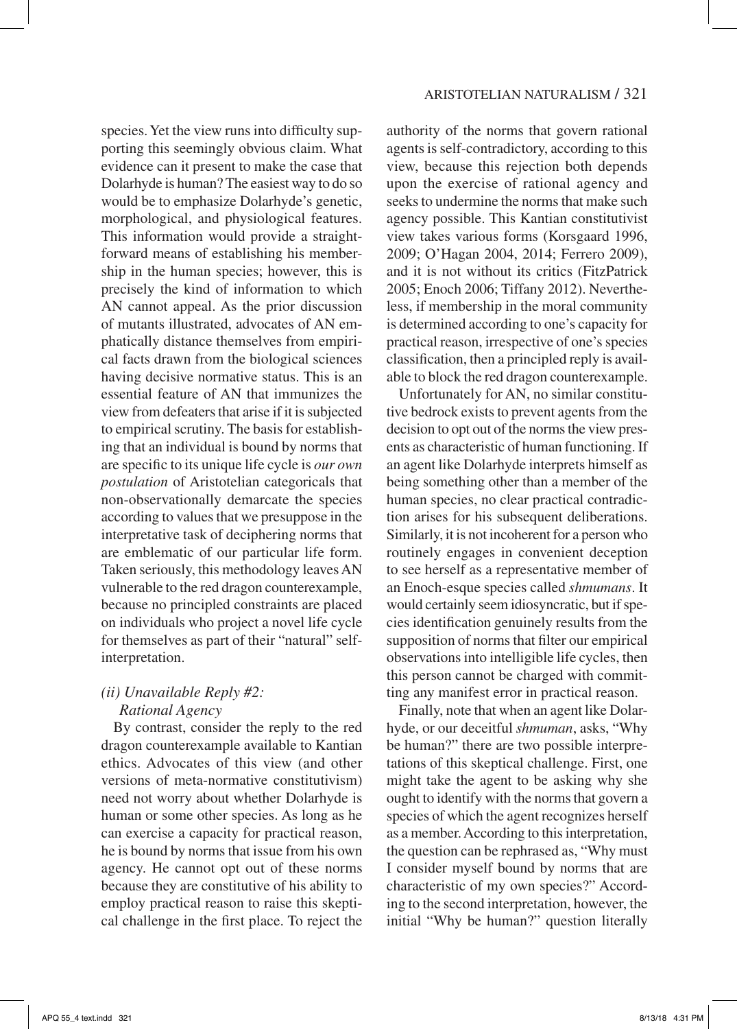species. Yet the view runs into difficulty supporting this seemingly obvious claim. What evidence can it present to make the case that Dolarhyde is human? The easiest way to do so would be to emphasize Dolarhyde's genetic, morphological, and physiological features. This information would provide a straightforward means of establishing his membership in the human species; however, this is precisely the kind of information to which AN cannot appeal. As the prior discussion of mutants illustrated, advocates of AN emphatically distance themselves from empirical facts drawn from the biological sciences having decisive normative status. This is an essential feature of AN that immunizes the view from defeaters that arise if it is subjected to empirical scrutiny. The basis for establishing that an individual is bound by norms that are specific to its unique life cycle is *our own postulation* of Aristotelian categoricals that non-observationally demarcate the species according to values that we presuppose in the interpretative task of deciphering norms that are emblematic of our particular life form. Taken seriously, this methodology leaves AN vulnerable to the red dragon counterexample, because no principled constraints are placed on individuals who project a novel life cycle for themselves as part of their "natural" self-interpretation.

### *(ii) Unavailable Reply #2: Rational Agency*

By contrast, consider the reply to the red dragon counterexample available to Kantian ethics. Advocates of this view (and other versions of meta-normative constitutivism) need not worry about whether Dolarhyde is human or some other species. As long as he can exercise a capacity for practical reason, he is bound by norms that issue from his own agency. He cannot opt out of these norms because they are constitutive of his ability to employ practical reason to raise this skeptical challenge in the first place. To reject the authority of the norms that govern rational agents is self-contradictory, according to this view, because this rejection both depends upon the exercise of rational agency and seeks to undermine the norms that make such agency possible. This Kantian constitutivist view takes various forms (Korsgaard 1996, 2009; O'Hagan 2004, 2014; Ferrero 2009), and it is not without its critics (FitzPatrick 2005; Enoch 2006; Tiffany 2012). Nevertheless, if membership in the moral community is determined according to one's capacity for practical reason, irrespective of one's species classification, then a principled reply is available to block the red dragon counterexample.

Unfortunately for AN, no similar constitutive bedrock exists to prevent agents from the decision to opt out of the norms the view presents as characteristic of human functioning. If an agent like Dolarhyde interprets himself as being something other than a member of the human species, no clear practical contradiction arises for his subsequent deliberations. Similarly, it is not incoherent for a person who routinely engages in convenient deception to see herself as a representative member of an Enoch-esque species called *shmumans*. It would certainly seem idiosyncratic, but if species identification genuinely results from the supposition of norms that filter our empirical observations into intelligible life cycles, then this person cannot be charged with committing any manifest error in practical reason.

Finally, note that when an agent like Dolarhyde, or our deceitful *shmuman*, asks, "Why be human?" there are two possible interpretations of this skeptical challenge. First, one might take the agent to be asking why she ought to identify with the norms that govern a species of which the agent recognizes herself as a member. According to this interpretation, the question can be rephrased as, "Why must I consider myself bound by norms that are characteristic of my own species?" According to the second interpretation, however, the initial "Why be human?" question literally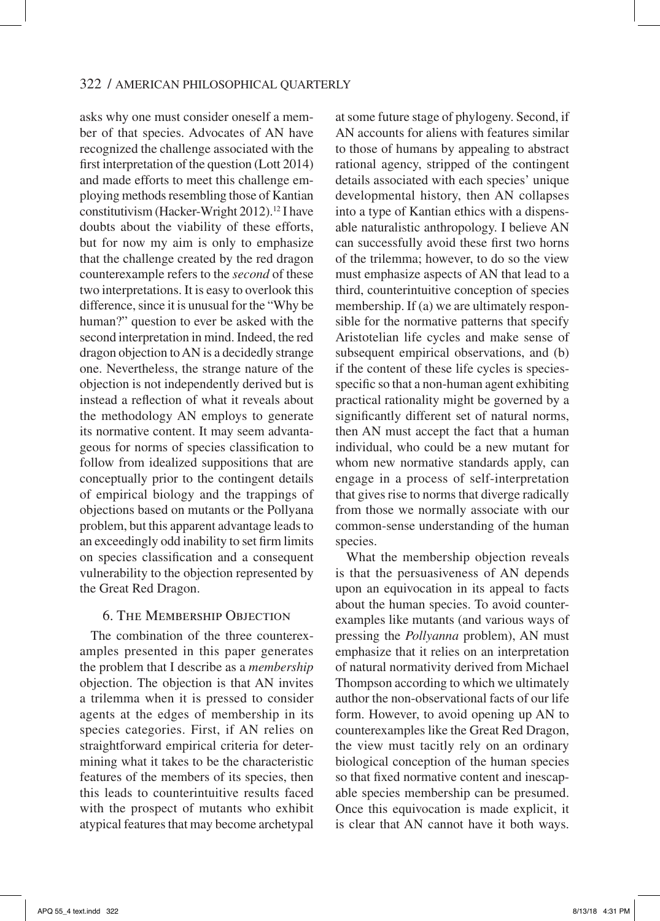asks why one must consider oneself a member of that species. Advocates of AN have recognized the challenge associated with the first interpretation of the question (Lott 2014) and made efforts to meet this challenge employing methods resembling those of Kantian constitutivism (Hacker-Wright 2012).[12] I have doubts about the viability of these efforts, but for now my aim is only to emphasize that the challenge created by the red dragon counterexample refers to the *second* of these two interpretations. It is easy to overlook this difference, since it is unusual for the "Why be human?" question to ever be asked with the second interpretation in mind. Indeed, the red dragon objection to AN is a decidedly strange one. Nevertheless, the strange nature of the objection is not independently derived but is instead a reflection of what it reveals about the methodology AN employs to generate its normative content. It may seem advantageous for norms of species classification to follow from idealized suppositions that are conceptually prior to the contingent details of empirical biology and the trappings of objections based on mutants or the Pollyana problem, but this apparent advantage leads to an exceedingly odd inability to set firm limits on species classification and a consequent vulnerability to the objection represented by the Great Red Dragon.

## 6. The Membership Objection

The combination of the three counterexamples presented in this paper generates the problem that I describe as a *membership* objection. The objection is that AN invites a trilemma when it is pressed to consider agents at the edges of membership in its species categories. First, if AN relies on straightforward empirical criteria for determining what it takes to be the characteristic features of the members of its species, then this leads to counterintuitive results faced with the prospect of mutants who exhibit atypical features that may become archetypal at some future stage of phylogeny. Second, if AN accounts for aliens with features similar to those of humans by appealing to abstract rational agency, stripped of the contingent details associated with each species' unique developmental history, then AN collapses into a type of Kantian ethics with a dispensable naturalistic anthropology. I believe AN can successfully avoid these first two horns of the trilemma; however, to do so the view must emphasize aspects of AN that lead to a third, counterintuitive conception of species membership. If (a) we are ultimately responsible for the normative patterns that specify Aristotelian life cycles and make sense of subsequent empirical observations, and (b) if the content of these life cycles is species-specific so that a non-human agent exhibiting practical rationality might be governed by a significantly different set of natural norms, then AN must accept the fact that a human individual, who could be a new mutant for whom new normative standards apply, can engage in a process of self-interpretation that gives rise to norms that diverge radically from those we normally associate with our common-sense understanding of the human species.

What the membership objection reveals is that the persuasiveness of AN depends upon an equivocation in its appeal to facts about the human species. To avoid counterexamples like mutants (and various ways of pressing the *Pollyanna* problem), AN must emphasize that it relies on an interpretation of natural normativity derived from Michael Thompson according to which we ultimately author the non-observational facts of our life form. However, to avoid opening up AN to counterexamples like the Great Red Dragon, the view must tacitly rely on an ordinary biological conception of the human species so that fixed normative content and inescapable species membership can be presumed. Once this equivocation is made explicit, it is clear that AN cannot have it both ways.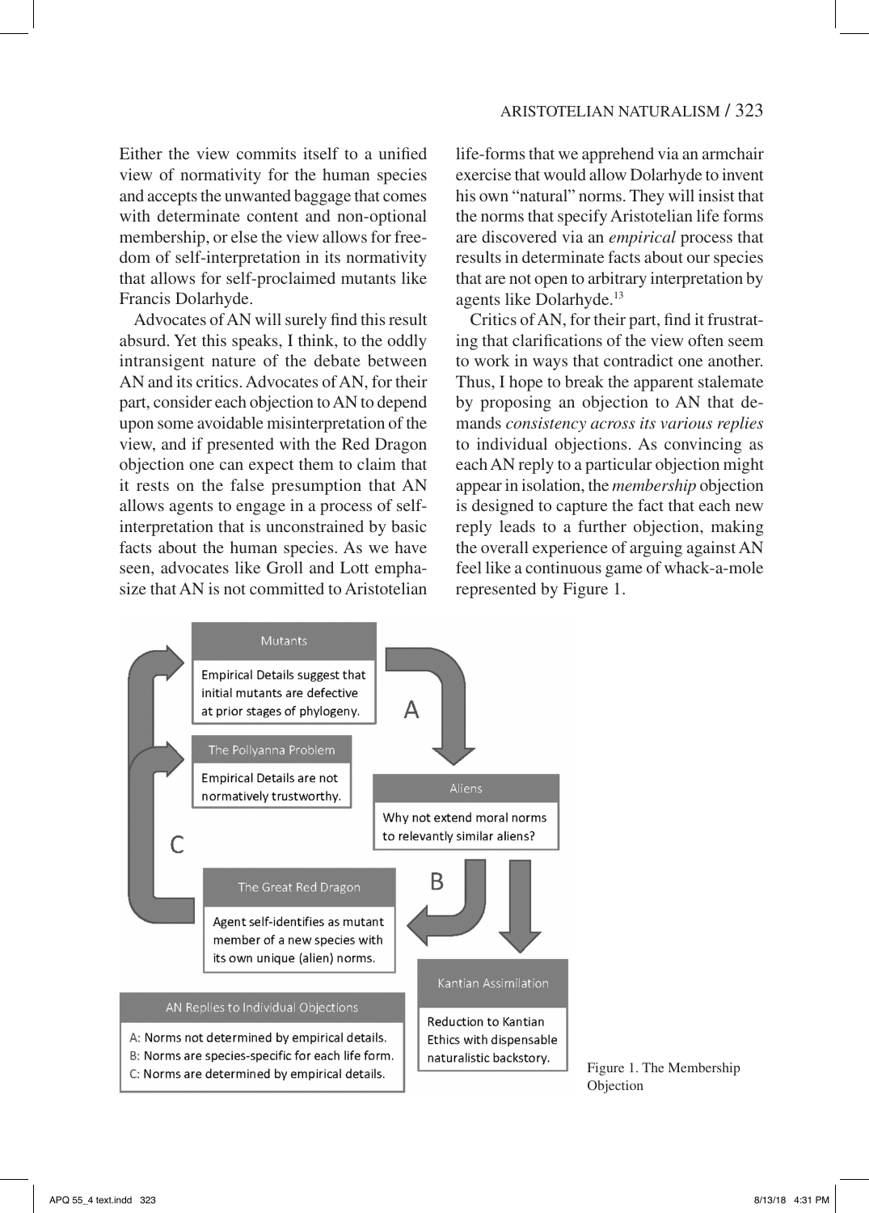Either the view commits itself to a unified view of normativity for the human species and accepts the unwanted baggage that comes with determinate content and non-optional membership, or else the view allows for freedom of self-interpretation in its normativity that allows for self-proclaimed mutants like Francis Dolarhyde.

Advocates of AN will surely find this result absurd. Yet this speaks, I think, to the oddly intransigent nature of the debate between AN and its critics. Advocates of AN, for their part, consider each objection to AN to depend upon some avoidable misinterpretation of the view, and if presented with the Red Dragon objection one can expect them to claim that it rests on the false presumption that AN allows agents to engage in a process of self-interpretation that is unconstrained by basic facts about the human species. As we have seen, advocates like Groll and Lott emphasize that AN is not committed to Aristotelian life-forms that we apprehend via an armchair exercise that would allow Dolarhyde to invent his own "natural" norms. They will insist that the norms that specify Aristotelian life forms are discovered via an *empirical* process that results in determinate facts about our species that are not open to arbitrary interpretation by agents like Dolarhyde.[13]

Critics of AN, for their part, find it frustrating that clarifications of the view often seem to work in ways that contradict one another. Thus, I hope to break the apparent stalemate by proposing an objection to AN that demands *consistency across its various replies* to individual objections. As convincing as each AN reply to a particular objection might appear in isolation, the *membership* objection is designed to capture the fact that each new reply leads to a further objection, making the overall experience of arguing against AN feel like a continuous game of whack-a-mole represented by Figure 1.

**Mutants**: Empirical Details suggest that initial mutants are defective at prior stages of phylogeny.

**The Pollyanna Problem**: Empirical Details are not normatively trustworthy.

**Aliens**: Why not extend moral norms to relevantly similar aliens?

**The Great Red Dragon**: Agent self-identifies as mutant member of a new species with its own unique (alien) norms.

**Kantian Assimilation**: Reduction to Kantian Ethics with dispensable naturalistic backstory.

**AN Replies to Individual Objections**
- A: Norms not determined by empirical details.
- B: Norms are species-specific for each life form.
- C: Norms are determined by empirical details.

Figure 1. The Membership Objection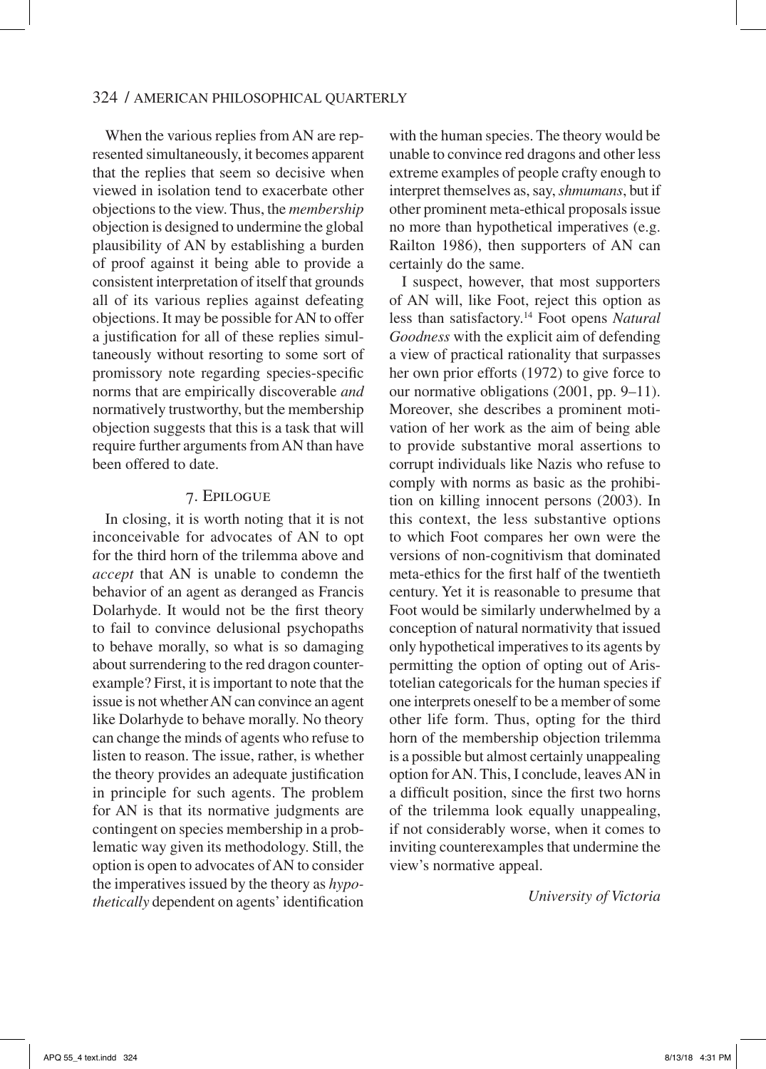When the various replies from AN are represented simultaneously, it becomes apparent that the replies that seem so decisive when viewed in isolation tend to exacerbate other objections to the view. Thus, the *membership* objection is designed to undermine the global plausibility of AN by establishing a burden of proof against it being able to provide a consistent interpretation of itself that grounds all of its various replies against defeating objections. It may be possible for AN to offer a justification for all of these replies simultaneously without resorting to some sort of promissory note regarding species-specific norms that are empirically discoverable *and* normatively trustworthy, but the membership objection suggests that this is a task that will require further arguments from AN than have been offered to date.

## 7. Epilogue

In closing, it is worth noting that it is not inconceivable for advocates of AN to opt for the third horn of the trilemma above and *accept* that AN is unable to condemn the behavior of an agent as deranged as Francis Dolarhyde. It would not be the first theory to fail to convince delusional psychopaths to behave morally, so what is so damaging about surrendering to the red dragon counterexample? First, it is important to note that the issue is not whether AN can convince an agent like Dolarhyde to behave morally. No theory can change the minds of agents who refuse to listen to reason. The issue, rather, is whether the theory provides an adequate justification in principle for such agents. The problem for AN is that its normative judgments are contingent on species membership in a problematic way given its methodology. Still, the option is open to advocates of AN to consider the imperatives issued by the theory as *hypothetically* dependent on agents' identification with the human species. The theory would be unable to convince red dragons and other less extreme examples of people crafty enough to interpret themselves as, say, *shmumans*, but if other prominent meta-ethical proposals issue no more than hypothetical imperatives (e.g. Railton 1986), then supporters of AN can certainly do the same.

I suspect, however, that most supporters of AN will, like Foot, reject this option as less than satisfactory.[14] Foot opens *Natural Goodness* with the explicit aim of defending a view of practical rationality that surpasses her own prior efforts (1972) to give force to our normative obligations (2001, pp. 9–11). Moreover, she describes a prominent motivation of her work as the aim of being able to provide substantive moral assertions to corrupt individuals like Nazis who refuse to comply with norms as basic as the prohibition on killing innocent persons (2003). In this context, the less substantive options to which Foot compares her own were the versions of non-cognitivism that dominated meta-ethics for the first half of the twentieth century. Yet it is reasonable to presume that Foot would be similarly underwhelmed by a conception of natural normativity that issued only hypothetical imperatives to its agents by permitting the option of opting out of Aristotelian categoricals for the human species if one interprets oneself to be a member of some other life form. Thus, opting for the third horn of the membership objection trilemma is a possible but almost certainly unappealing option for AN. This, I conclude, leaves AN in a difficult position, since the first two horns of the trilemma look equally unappealing, if not considerably worse, when it comes to inviting counterexamples that undermine the view's normative appeal.

*University of Victoria*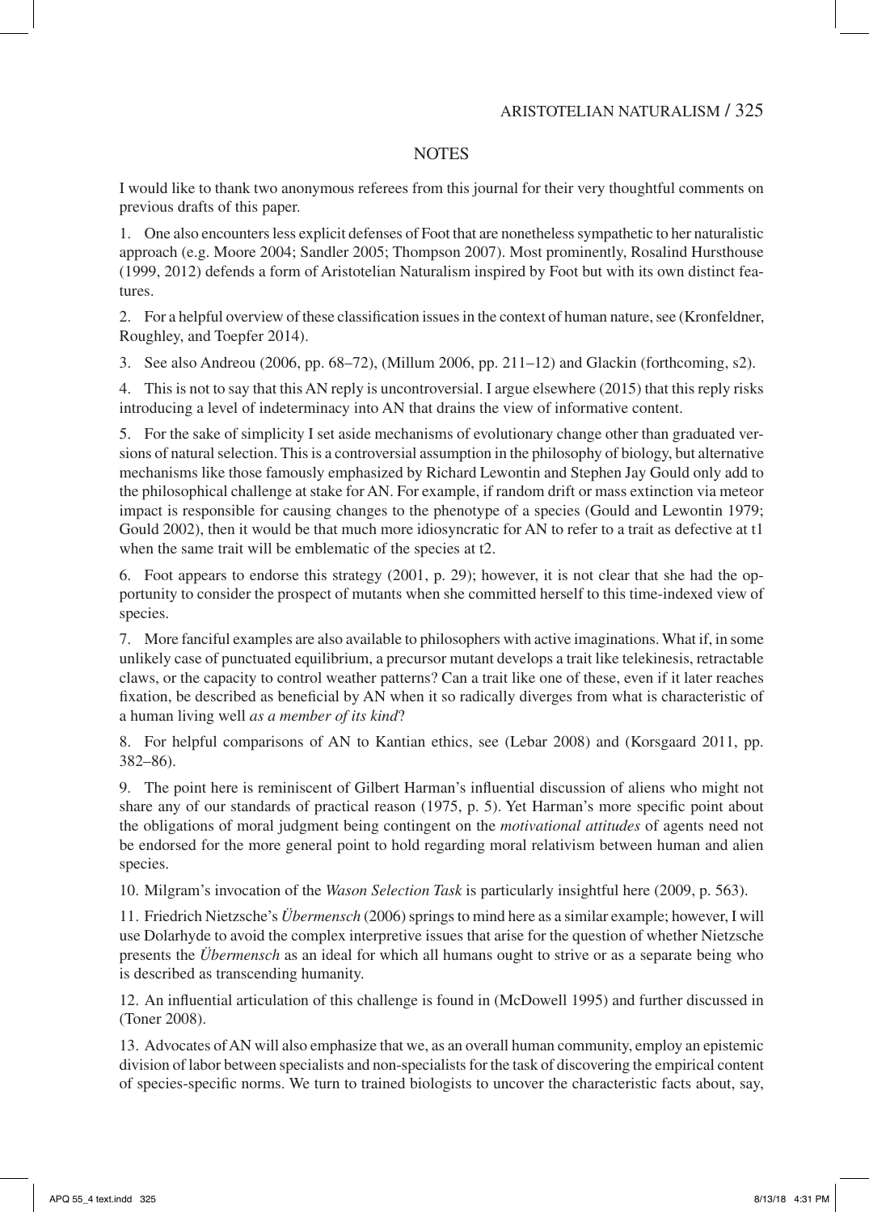## NOTES

I would like to thank two anonymous referees from this journal for their very thoughtful comments on previous drafts of this paper.

1. One also encounters less explicit defenses of Foot that are nonetheless sympathetic to her naturalistic approach (e.g. Moore 2004; Sandler 2005; Thompson 2007). Most prominently, Rosalind Hursthouse (1999, 2012) defends a form of Aristotelian Naturalism inspired by Foot but with its own distinct features.

2. For a helpful overview of these classification issues in the context of human nature, see (Kronfeldner, Roughley, and Toepfer 2014).

3. See also Andreou (2006, pp. 68–72), (Millum 2006, pp. 211–12) and Glackin (forthcoming, s2).

4. This is not to say that this AN reply is uncontroversial. I argue elsewhere (2015) that this reply risks introducing a level of indeterminacy into AN that drains the view of informative content.

5. For the sake of simplicity I set aside mechanisms of evolutionary change other than graduated versions of natural selection. This is a controversial assumption in the philosophy of biology, but alternative mechanisms like those famously emphasized by Richard Lewontin and Stephen Jay Gould only add to the philosophical challenge at stake for AN. For example, if random drift or mass extinction via meteor impact is responsible for causing changes to the phenotype of a species (Gould and Lewontin 1979; Gould 2002), then it would be that much more idiosyncratic for AN to refer to a trait as defective at t1 when the same trait will be emblematic of the species at t2.

6. Foot appears to endorse this strategy (2001, p. 29); however, it is not clear that she had the opportunity to consider the prospect of mutants when she committed herself to this time-indexed view of species.

7. More fanciful examples are also available to philosophers with active imaginations. What if, in some unlikely case of punctuated equilibrium, a precursor mutant develops a trait like telekinesis, retractable claws, or the capacity to control weather patterns? Can a trait like one of these, even if it later reaches fixation, be described as beneficial by AN when it so radically diverges from what is characteristic of a human living well *as a member of its kind*?

8. For helpful comparisons of AN to Kantian ethics, see (Lebar 2008) and (Korsgaard 2011, pp. 382–86).

9. The point here is reminiscent of Gilbert Harman's influential discussion of aliens who might not share any of our standards of practical reason (1975, p. 5). Yet Harman's more specific point about the obligations of moral judgment being contingent on the *motivational attitudes* of agents need not be endorsed for the more general point to hold regarding moral relativism between human and alien species.

10. Milgram's invocation of the *Wason Selection Task* is particularly insightful here (2009, p. 563).

11. Friedrich Nietzsche's *Übermensch* (2006) springs to mind here as a similar example; however, I will use Dolarhyde to avoid the complex interpretive issues that arise for the question of whether Nietzsche presents the *Übermensch* as an ideal for which all humans ought to strive or as a separate being who is described as transcending humanity.

12. An influential articulation of this challenge is found in (McDowell 1995) and further discussed in (Toner 2008).

13. Advocates of AN will also emphasize that we, as an overall human community, employ an epistemic division of labor between specialists and non-specialists for the task of discovering the empirical content of species-specific norms. We turn to trained biologists to uncover the characteristic facts about, say,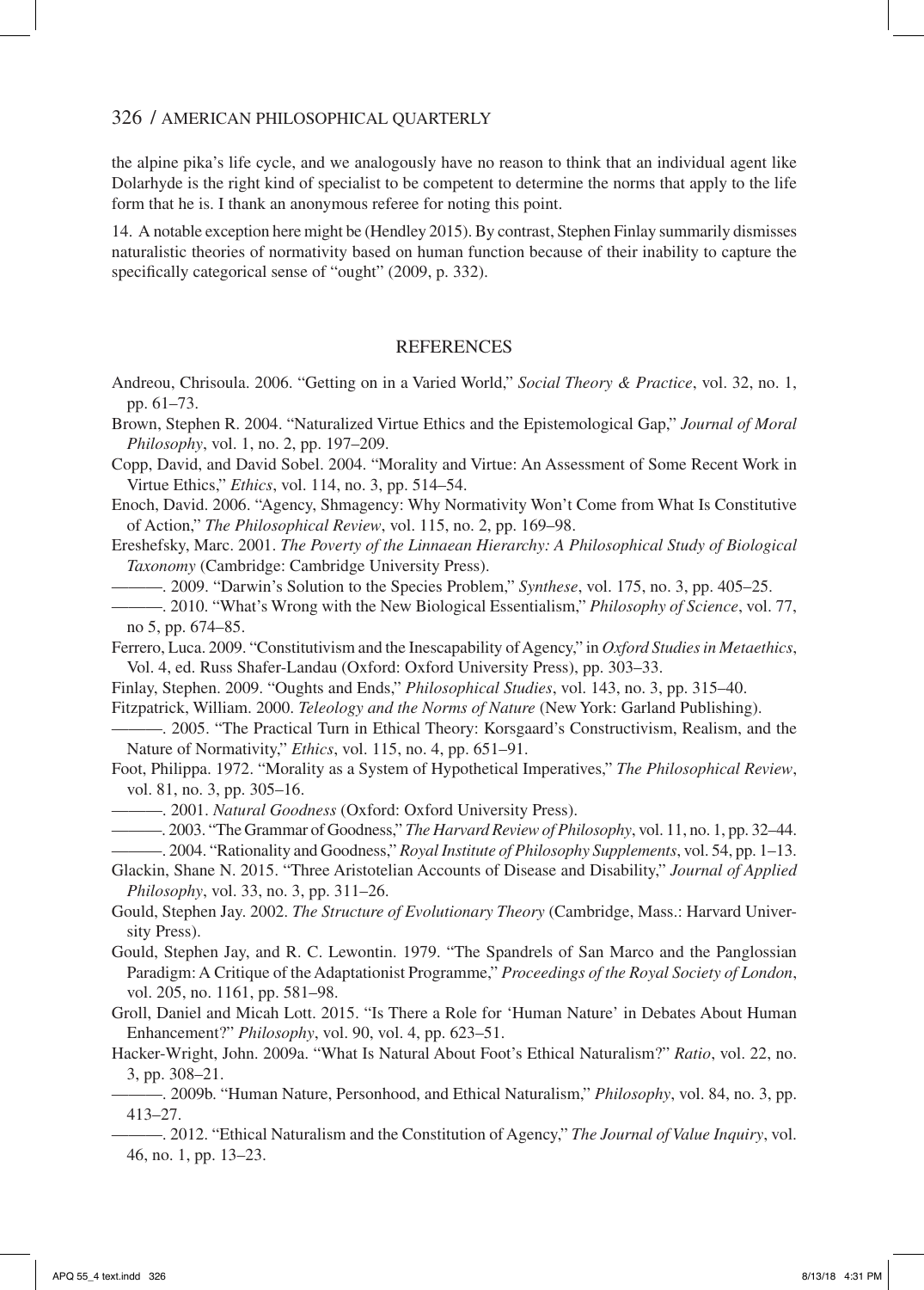the alpine pika's life cycle, and we analogously have no reason to think that an individual agent like Dolarhyde is the right kind of specialist to be competent to determine the norms that apply to the life form that he is. I thank an anonymous referee for noting this point.

14. A notable exception here might be (Hendley 2015). By contrast, Stephen Finlay summarily dismisses naturalistic theories of normativity based on human function because of their inability to capture the specifically categorical sense of "ought" (2009, p. 332).

## REFERENCES

Andreou, Chrisoula. 2006. "Getting on in a Varied World," *Social Theory & Practice*, vol. 32, no. 1, pp. 61–73.

Brown, Stephen R. 2004. "Naturalized Virtue Ethics and the Epistemological Gap," *Journal of Moral Philosophy*, vol. 1, no. 2, pp. 197–209.

Copp, David, and David Sobel. 2004. "Morality and Virtue: An Assessment of Some Recent Work in Virtue Ethics," *Ethics*, vol. 114, no. 3, pp. 514–54.

Enoch, David. 2006. "Agency, Shmagency: Why Normativity Won't Come from What Is Constitutive of Action," *The Philosophical Review*, vol. 115, no. 2, pp. 169–98.

Ereshefsky, Marc. 2001. *The Poverty of the Linnaean Hierarchy: A Philosophical Study of Biological Taxonomy* (Cambridge: Cambridge University Press).

———. 2009. "Darwin's Solution to the Species Problem," *Synthese*, vol. 175, no. 3, pp. 405–25.

———. 2010. "What's Wrong with the New Biological Essentialism," *Philosophy of Science*, vol. 77, no 5, pp. 674–85.

Ferrero, Luca. 2009. "Constitutivism and the Inescapability of Agency," in *Oxford Studies in Metaethics*, Vol. 4, ed. Russ Shafer-Landau (Oxford: Oxford University Press), pp. 303–33.

Finlay, Stephen. 2009. "Oughts and Ends," *Philosophical Studies*, vol. 143, no. 3, pp. 315–40.

Fitzpatrick, William. 2000. *Teleology and the Norms of Nature* (New York: Garland Publishing).

———. 2005. "The Practical Turn in Ethical Theory: Korsgaard's Constructivism, Realism, and the Nature of Normativity," *Ethics*, vol. 115, no. 4, pp. 651–91.

Foot, Philippa. 1972. "Morality as a System of Hypothetical Imperatives," *The Philosophical Review*, vol. 81, no. 3, pp. 305–16.

———. 2001. *Natural Goodness* (Oxford: Oxford University Press).

———. 2003. "The Grammar of Goodness," *The Harvard Review of Philosophy*, vol. 11, no. 1, pp. 32–44.

———. 2004. "Rationality and Goodness," *Royal Institute of Philosophy Supplements*, vol. 54, pp. 1–13.

Glackin, Shane N. 2015. "Three Aristotelian Accounts of Disease and Disability," *Journal of Applied Philosophy*, vol. 33, no. 3, pp. 311–26.

Gould, Stephen Jay. 2002. *The Structure of Evolutionary Theory* (Cambridge, Mass.: Harvard University Press).

Gould, Stephen Jay, and R. C. Lewontin. 1979. "The Spandrels of San Marco and the Panglossian Paradigm: A Critique of the Adaptationist Programme," *Proceedings of the Royal Society of London*, vol. 205, no. 1161, pp. 581–98.

Groll, Daniel and Micah Lott. 2015. "Is There a Role for 'Human Nature' in Debates About Human Enhancement?" *Philosophy*, vol. 90, vol. 4, pp. 623–51.

Hacker-Wright, John. 2009a. "What Is Natural About Foot's Ethical Naturalism?" *Ratio*, vol. 22, no. 3, pp. 308–21.

———. 2009b. "Human Nature, Personhood, and Ethical Naturalism," *Philosophy*, vol. 84, no. 3, pp. 413–27.

———. 2012. "Ethical Naturalism and the Constitution of Agency," *The Journal of Value Inquiry*, vol. 46, no. 1, pp. 13–23.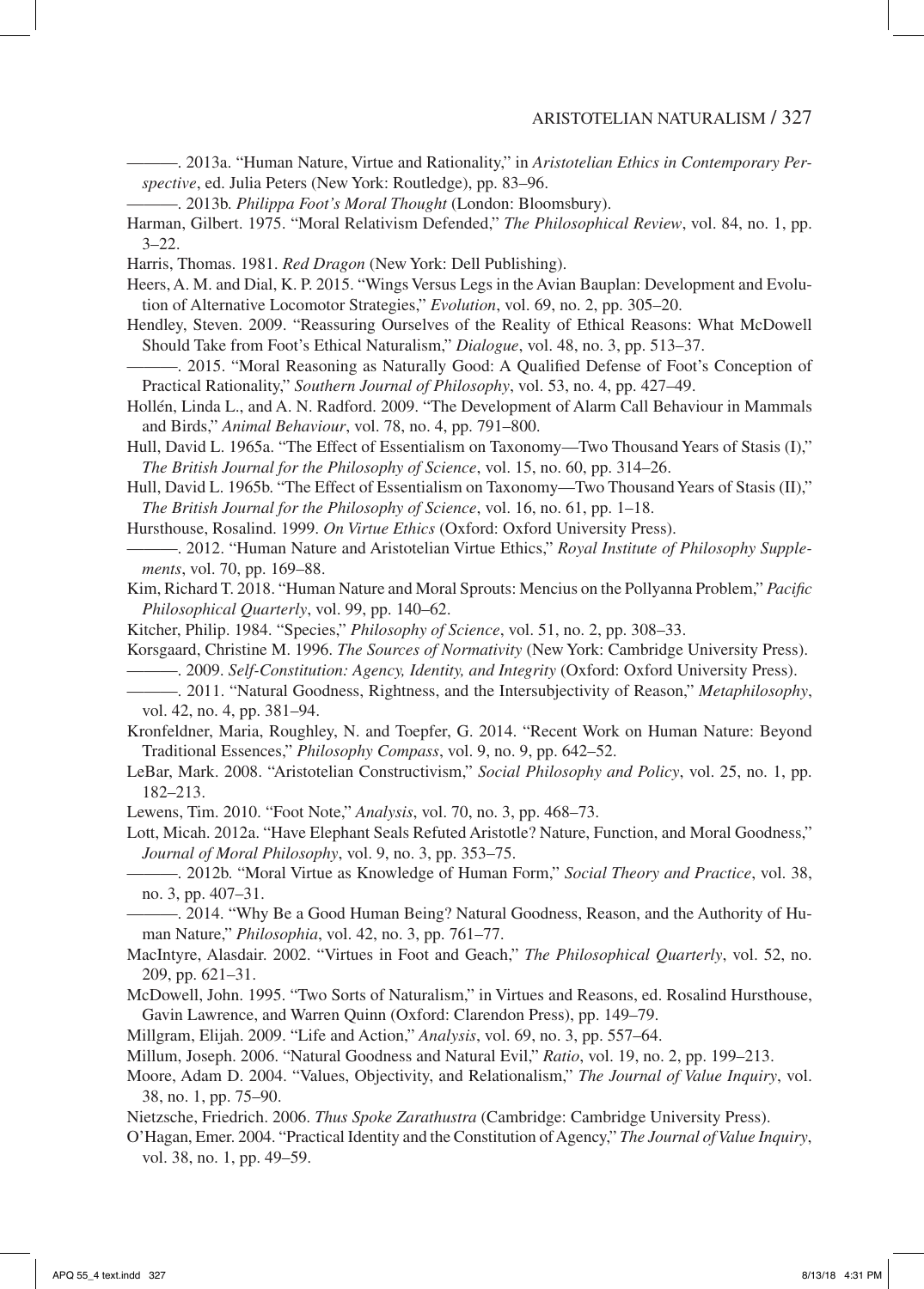———. 2013a. "Human Nature, Virtue and Rationality," in *Aristotelian Ethics in Contemporary Perspective*, ed. Julia Peters (New York: Routledge), pp. 83–96.

———. 2013b. *Philippa Foot's Moral Thought* (London: Bloomsbury).

Harman, Gilbert. 1975. "Moral Relativism Defended," *The Philosophical Review*, vol. 84, no. 1, pp. 3–22.

Harris, Thomas. 1981. *Red Dragon* (New York: Dell Publishing).

Heers, A. M. and Dial, K. P. 2015. "Wings Versus Legs in the Avian Bauplan: Development and Evolution of Alternative Locomotor Strategies," *Evolution*, vol. 69, no. 2, pp. 305–20.

Hendley, Steven. 2009. "Reassuring Ourselves of the Reality of Ethical Reasons: What McDowell Should Take from Foot's Ethical Naturalism," *Dialogue*, vol. 48, no. 3, pp. 513–37.

———. 2015. "Moral Reasoning as Naturally Good: A Qualified Defense of Foot's Conception of Practical Rationality," *Southern Journal of Philosophy*, vol. 53, no. 4, pp. 427–49.

Hollén, Linda L., and A. N. Radford. 2009. "The Development of Alarm Call Behaviour in Mammals and Birds," *Animal Behaviour*, vol. 78, no. 4, pp. 791–800.

Hull, David L. 1965a. "The Effect of Essentialism on Taxonomy—Two Thousand Years of Stasis (I)," *The British Journal for the Philosophy of Science*, vol. 15, no. 60, pp. 314–26.

Hull, David L. 1965b. "The Effect of Essentialism on Taxonomy—Two Thousand Years of Stasis (II)," *The British Journal for the Philosophy of Science*, vol. 16, no. 61, pp. 1–18.

Hursthouse, Rosalind. 1999. *On Virtue Ethics* (Oxford: Oxford University Press).

———. 2012. "Human Nature and Aristotelian Virtue Ethics," *Royal Institute of Philosophy Supplements*, vol. 70, pp. 169–88.

Kim, Richard T. 2018. "Human Nature and Moral Sprouts: Mencius on the Pollyanna Problem," *Pacific Philosophical Quarterly*, vol. 99, pp. 140–62.

Kitcher, Philip. 1984. "Species," *Philosophy of Science*, vol. 51, no. 2, pp. 308–33.

Korsgaard, Christine M. 1996. *The Sources of Normativity* (New York: Cambridge University Press).

———. 2009. *Self-Constitution: Agency, Identity, and Integrity* (Oxford: Oxford University Press).

———. 2011. "Natural Goodness, Rightness, and the Intersubjectivity of Reason," *Metaphilosophy*, vol. 42, no. 4, pp. 381–94.

Kronfeldner, Maria, Roughley, N. and Toepfer, G. 2014. "Recent Work on Human Nature: Beyond Traditional Essences," *Philosophy Compass*, vol. 9, no. 9, pp. 642–52.

LeBar, Mark. 2008. "Aristotelian Constructivism," *Social Philosophy and Policy*, vol. 25, no. 1, pp. 182–213.

Lewens, Tim. 2010. "Foot Note," *Analysis*, vol. 70, no. 3, pp. 468–73.

Lott, Micah. 2012a. "Have Elephant Seals Refuted Aristotle? Nature, Function, and Moral Goodness," *Journal of Moral Philosophy*, vol. 9, no. 3, pp. 353–75.

———. 2012b. "Moral Virtue as Knowledge of Human Form," *Social Theory and Practice*, vol. 38, no. 3, pp. 407–31.

———. 2014. "Why Be a Good Human Being? Natural Goodness, Reason, and the Authority of Human Nature," *Philosophia*, vol. 42, no. 3, pp. 761–77.

MacIntyre, Alasdair. 2002. "Virtues in Foot and Geach," *The Philosophical Quarterly*, vol. 52, no. 209, pp. 621–31.

McDowell, John. 1995. "Two Sorts of Naturalism," in Virtues and Reasons, ed. Rosalind Hursthouse, Gavin Lawrence, and Warren Quinn (Oxford: Clarendon Press), pp. 149–79.

Millgram, Elijah. 2009. "Life and Action," *Analysis*, vol. 69, no. 3, pp. 557–64.

Millum, Joseph. 2006. "Natural Goodness and Natural Evil," *Ratio*, vol. 19, no. 2, pp. 199–213.

Moore, Adam D. 2004. "Values, Objectivity, and Relationalism," *The Journal of Value Inquiry*, vol. 38, no. 1, pp. 75–90.

Nietzsche, Friedrich. 2006. *Thus Spoke Zarathustra* (Cambridge: Cambridge University Press).

O'Hagan, Emer. 2004. "Practical Identity and the Constitution of Agency," *The Journal of Value Inquiry*, vol. 38, no. 1, pp. 49–59.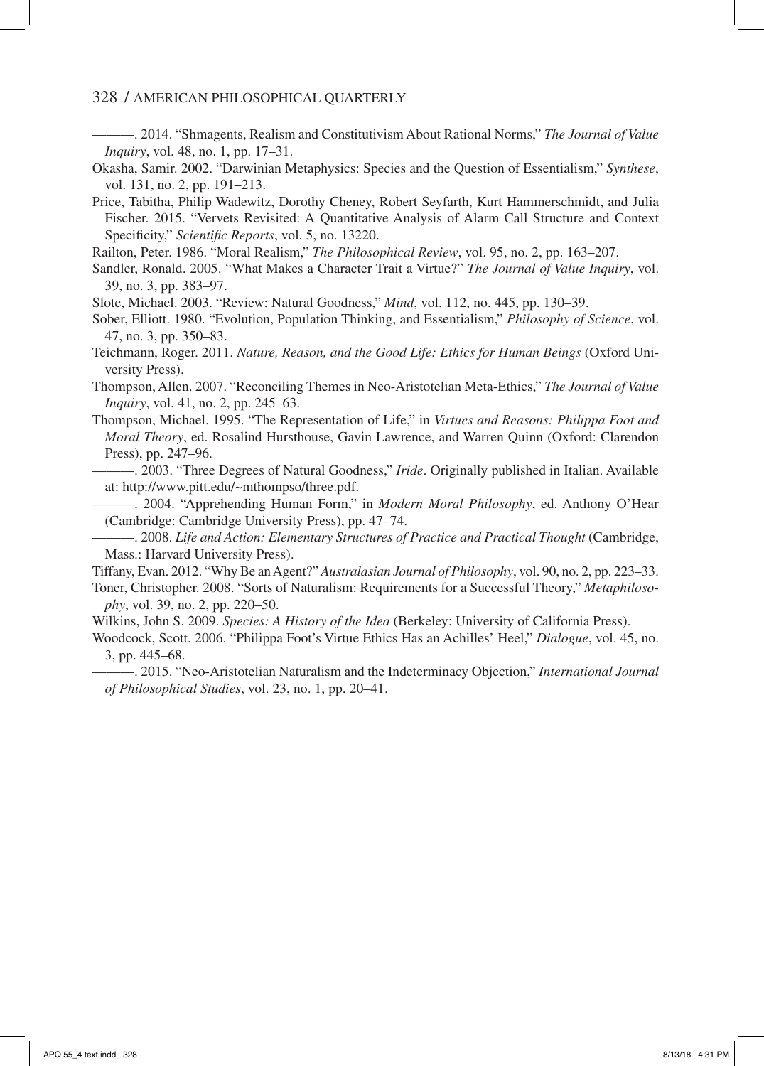———. 2014. "Shmagents, Realism and Constitutivism About Rational Norms," *The Journal of Value Inquiry*, vol. 48, no. 1, pp. 17–31.

Okasha, Samir. 2002. "Darwinian Metaphysics: Species and the Question of Essentialism," *Synthese*, vol. 131, no. 2, pp. 191–213.

Price, Tabitha, Philip Wadewitz, Dorothy Cheney, Robert Seyfarth, Kurt Hammerschmidt, and Julia Fischer. 2015. "Vervets Revisited: A Quantitative Analysis of Alarm Call Structure and Context Specificity," *Scientific Reports*, vol. 5, no. 13220.

Railton, Peter. 1986. "Moral Realism," *The Philosophical Review*, vol. 95, no. 2, pp. 163–207.

Sandler, Ronald. 2005. "What Makes a Character Trait a Virtue?" *The Journal of Value Inquiry*, vol. 39, no. 3, pp. 383–97.

Slote, Michael. 2003. "Review: Natural Goodness," *Mind*, vol. 112, no. 445, pp. 130–39.

Sober, Elliott. 1980. "Evolution, Population Thinking, and Essentialism," *Philosophy of Science*, vol. 47, no. 3, pp. 350–83.

Teichmann, Roger. 2011. *Nature, Reason, and the Good Life: Ethics for Human Beings* (Oxford University Press).

Thompson, Allen. 2007. "Reconciling Themes in Neo-Aristotelian Meta-Ethics," *The Journal of Value Inquiry*, vol. 41, no. 2, pp. 245–63.

Thompson, Michael. 1995. "The Representation of Life," in *Virtues and Reasons: Philippa Foot and Moral Theory*, ed. Rosalind Hursthouse, Gavin Lawrence, and Warren Quinn (Oxford: Clarendon Press), pp. 247–96.

———. 2003. "Three Degrees of Natural Goodness," *Iride*. Originally published in Italian. Available at: http://www.pitt.edu/~mthompso/three.pdf.

———. 2004. "Apprehending Human Form," in *Modern Moral Philosophy*, ed. Anthony O'Hear (Cambridge: Cambridge University Press), pp. 47–74.

———. 2008. *Life and Action: Elementary Structures of Practice and Practical Thought* (Cambridge, Mass.: Harvard University Press).

Tiffany, Evan. 2012. "Why Be an Agent?" *Australasian Journal of Philosophy*, vol. 90, no. 2, pp. 223–33.

Toner, Christopher. 2008. "Sorts of Naturalism: Requirements for a Successful Theory," *Metaphilosophy*, vol. 39, no. 2, pp. 220–50.

Wilkins, John S. 2009. *Species: A History of the Idea* (Berkeley: University of California Press).

Woodcock, Scott. 2006. "Philippa Foot's Virtue Ethics Has an Achilles' Heel," *Dialogue*, vol. 45, no. 3, pp. 445–68.

———. 2015. "Neo-Aristotelian Naturalism and the Indeterminacy Objection," *International Journal of Philosophical Studies*, vol. 23, no. 1, pp. 20–41.